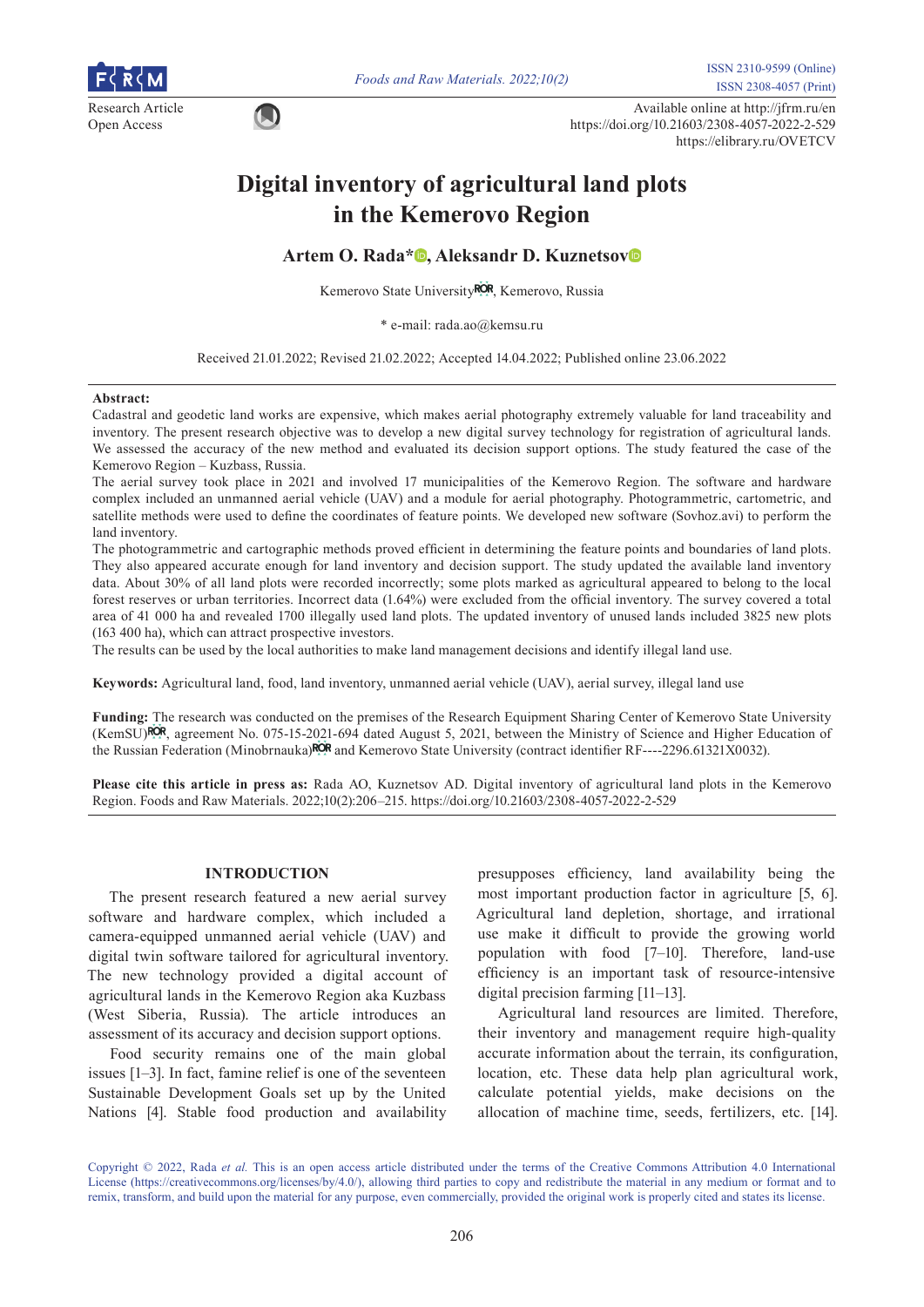Research Article
Open Access

Available online at http://jfrm.ru/en
https://doi.org/10.21603/2308-4057-2022-2-529
https://elibrary.ru/OVETCV

# Digital inventory of agricultural land plots in the Kemerovo Region

**Artem O. Rada*, Aleksandr D. Kuznetsov**

Kemerovo State University, Kemerovo, Russia

\* e-mail: rada.ao@kemsu.ru

Received 21.01.2022; Revised 21.02.2022; Accepted 14.04.2022; Published online 23.06.2022

**Abstract:**
Cadastral and geodetic land works are expensive, which makes aerial photography extremely valuable for land traceability and inventory. The present research objective was to develop a new digital survey technology for registration of agricultural lands. We assessed the accuracy of the new method and evaluated its decision support options. The study featured the case of the Kemerovo Region – Kuzbass, Russia.

The aerial survey took place in 2021 and involved 17 municipalities of the Kemerovo Region. The software and hardware complex included an unmanned aerial vehicle (UAV) and a module for aerial photography. Photogrammetric, cartometric, and satellite methods were used to define the coordinates of feature points. We developed new software (Sovhoz.avi) to perform the land inventory.

The photogrammetric and cartographic methods proved efficient in determining the feature points and boundaries of land plots. They also appeared accurate enough for land inventory and decision support. The study updated the available land inventory data. About 30% of all land plots were recorded incorrectly; some plots marked as agricultural appeared to belong to the local forest reserves or urban territories. Incorrect data (1.64%) were excluded from the official inventory. The survey covered a total area of 41 000 ha and revealed 1700 illegally used land plots. The updated inventory of unused lands included 3825 new plots (163 400 ha), which can attract prospective investors.

The results can be used by the local authorities to make land management decisions and identify illegal land use.

**Keywords:** Agricultural land, food, land inventory, unmanned aerial vehicle (UAV), aerial survey, illegal land use

**Funding:** The research was conducted on the premises of the Research Equipment Sharing Center of Kemerovo State University (KemSU), agreement No. 075-15-2021-694 dated August 5, 2021, between the Ministry of Science and Higher Education of the Russian Federation (Minobrnauka) and Kemerovo State University (contract identifier RF----2296.61321X0032).

**Please cite this article in press as:** Rada AO, Kuznetsov AD. Digital inventory of agricultural land plots in the Kemerovo Region. Foods and Raw Materials. 2022;10(2):206–215. https://doi.org/10.21603/2308-4057-2022-2-529

## INTRODUCTION

The present research featured a new aerial survey software and hardware complex, which included a camera-equipped unmanned aerial vehicle (UAV) and digital twin software tailored for agricultural inventory. The new technology provided a digital account of agricultural lands in the Kemerovo Region aka Kuzbass (West Siberia, Russia). The article introduces an assessment of its accuracy and decision support options.

Food security remains one of the main global issues [1–3]. In fact, famine relief is one of the seventeen Sustainable Development Goals set up by the United Nations [4]. Stable food production and availability presupposes efficiency, land availability being the most important production factor in agriculture [5, 6]. Agricultural land depletion, shortage, and irrational use make it difficult to provide the growing world population with food [7–10]. Therefore, land-use efficiency is an important task of resource-intensive digital precision farming [11–13].

Agricultural land resources are limited. Therefore, their inventory and management require high-quality accurate information about the terrain, its configuration, location, etc. These data help plan agricultural work, calculate potential yields, make decisions on the allocation of machine time, seeds, fertilizers, etc. [14].

Copyright © 2022, Rada *et al.* This is an open access article distributed under the terms of the Creative Commons Attribution 4.0 International License (https://creativecommons.org/licenses/by/4.0/), allowing third parties to copy and redistribute the material in any medium or format and to remix, transform, and build upon the material for any purpose, even commercially, provided the original work is properly cited and states its license.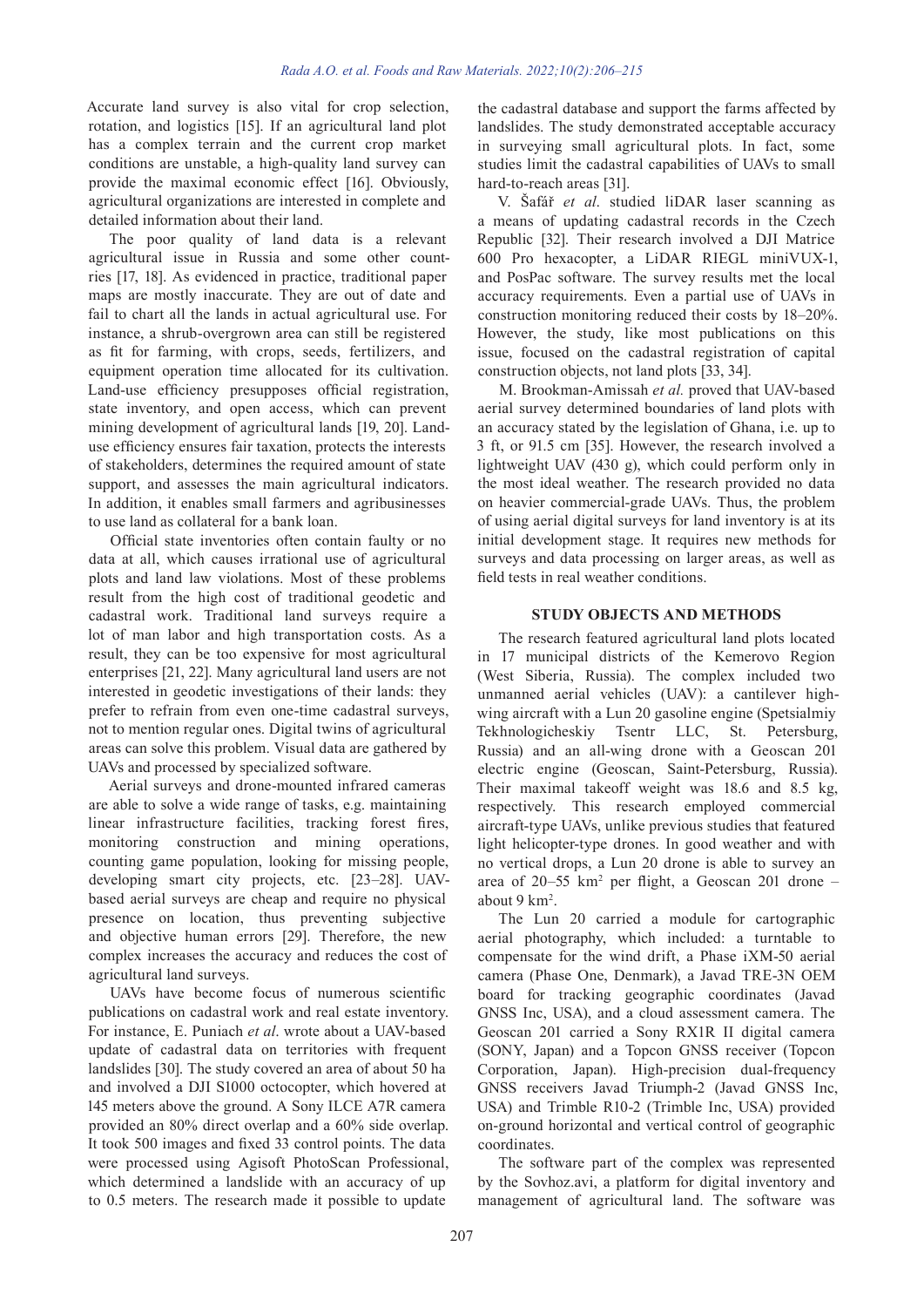Accurate land survey is also vital for crop selection, rotation, and logistics [15]. If an agricultural land plot has a complex terrain and the current crop market conditions are unstable, a high-quality land survey can provide the maximal economic effect [16]. Obviously, agricultural organizations are interested in complete and detailed information about their land.

The poor quality of land data is a relevant agricultural issue in Russia and some other countries [17, 18]. As evidenced in practice, traditional paper maps are mostly inaccurate. They are out of date and fail to chart all the lands in actual agricultural use. For instance, a shrub-overgrown area can still be registered as fit for farming, with crops, seeds, fertilizers, and equipment operation time allocated for its cultivation. Land-use efficiency presupposes official registration, state inventory, and open access, which can prevent mining development of agricultural lands [19, 20]. Land-use efficiency ensures fair taxation, protects the interests of stakeholders, determines the required amount of state support, and assesses the main agricultural indicators. In addition, it enables small farmers and agribusinesses to use land as collateral for a bank loan.

Official state inventories often contain faulty or no data at all, which causes irrational use of agricultural plots and land law violations. Most of these problems result from the high cost of traditional geodetic and cadastral work. Traditional land surveys require a lot of man labor and high transportation costs. As a result, they can be too expensive for most agricultural enterprises [21, 22]. Many agricultural land users are not interested in geodetic investigations of their lands: they prefer to refrain from even one-time cadastral surveys, not to mention regular ones. Digital twins of agricultural areas can solve this problem. Visual data are gathered by UAVs and processed by specialized software.

Aerial surveys and drone-mounted infrared cameras are able to solve a wide range of tasks, e.g. maintaining linear infrastructure facilities, tracking forest fires, monitoring construction and mining operations, counting game population, looking for missing people, developing smart city projects, etc. [23–28]. UAV-based aerial surveys are cheap and require no physical presence on location, thus preventing subjective and objective human errors [29]. Therefore, the new complex increases the accuracy and reduces the cost of agricultural land surveys.

UAVs have become focus of numerous scientific publications on cadastral work and real estate inventory. For instance, E. Puniach *et al*. wrote about a UAV-based update of cadastral data on territories with frequent landslides [30]. The study covered an area of about 50 ha and involved a DJI S1000 octocopter, which hovered at 145 meters above the ground. A Sony ILCE A7R camera provided an 80% direct overlap and a 60% side overlap. It took 500 images and fixed 33 control points. The data were processed using Agisoft PhotoScan Professional, which determined a landslide with an accuracy of up to 0.5 meters. The research made it possible to update the cadastral database and support the farms affected by landslides. The study demonstrated acceptable accuracy in surveying small agricultural plots. In fact, some studies limit the cadastral capabilities of UAVs to small hard-to-reach areas [31].

V. Šafář *et al*. studied liDAR laser scanning as a means of updating cadastral records in the Czech Republic [32]. Their research involved a DJI Matrice 600 Pro hexacopter, a LiDAR RIEGL miniVUX-1, and PosPac software. The survey results met the local accuracy requirements. Even a partial use of UAVs in construction monitoring reduced their costs by 18–20%. However, the study, like most publications on this issue, focused on the cadastral registration of capital construction objects, not land plots [33, 34].

M. Brookman-Amissah *et al.* proved that UAV-based aerial survey determined boundaries of land plots with an accuracy stated by the legislation of Ghana, i.e. up to 3 ft, or 91.5 cm [35]. However, the research involved a lightweight UAV (430 g), which could perform only in the most ideal weather. The research provided no data on heavier commercial-grade UAVs. Thus, the problem of using aerial digital surveys for land inventory is at its initial development stage. It requires new methods for surveys and data processing on larger areas, as well as field tests in real weather conditions.

## STUDY OBJECTS AND METHODS

The research featured agricultural land plots located in 17 municipal districts of the Kemerovo Region (West Siberia, Russia). The complex included two unmanned aerial vehicles (UAV): a cantilever high-wing aircraft with a Lun 20 gasoline engine (Spetsialmiy Tekhnologicheskiy Tsentr LLC, St. Petersburg, Russia) and an all-wing drone with a Geoscan 201 electric engine (Geoscan, Saint-Petersburg, Russia). Their maximal takeoff weight was 18.6 and 8.5 kg, respectively. This research employed commercial aircraft-type UAVs, unlike previous studies that featured light helicopter-type drones. In good weather and with no vertical drops, a Lun 20 drone is able to survey an area of 20–55 km$^2$ per flight, a Geoscan 201 drone – about 9 km$^2$.

The Lun 20 carried a module for cartographic aerial photography, which included: a turntable to compensate for the wind drift, a Phase iXM-50 aerial camera (Phase One, Denmark), a Javad TRE-3N OEM board for tracking geographic coordinates (Javad GNSS Inc, USA), and a cloud assessment camera. The Geoscan 201 carried a Sony RX1R II digital camera (SONY, Japan) and a Topcon GNSS receiver (Topcon Corporation, Japan). High-precision dual-frequency GNSS receivers Javad Triumph-2 (Javad GNSS Inc, USA) and Trimble R10-2 (Trimble Inc, USA) provided on-ground horizontal and vertical control of geographic coordinates.

The software part of the complex was represented by the Sovhoz.avi, a platform for digital inventory and management of agricultural land. The software was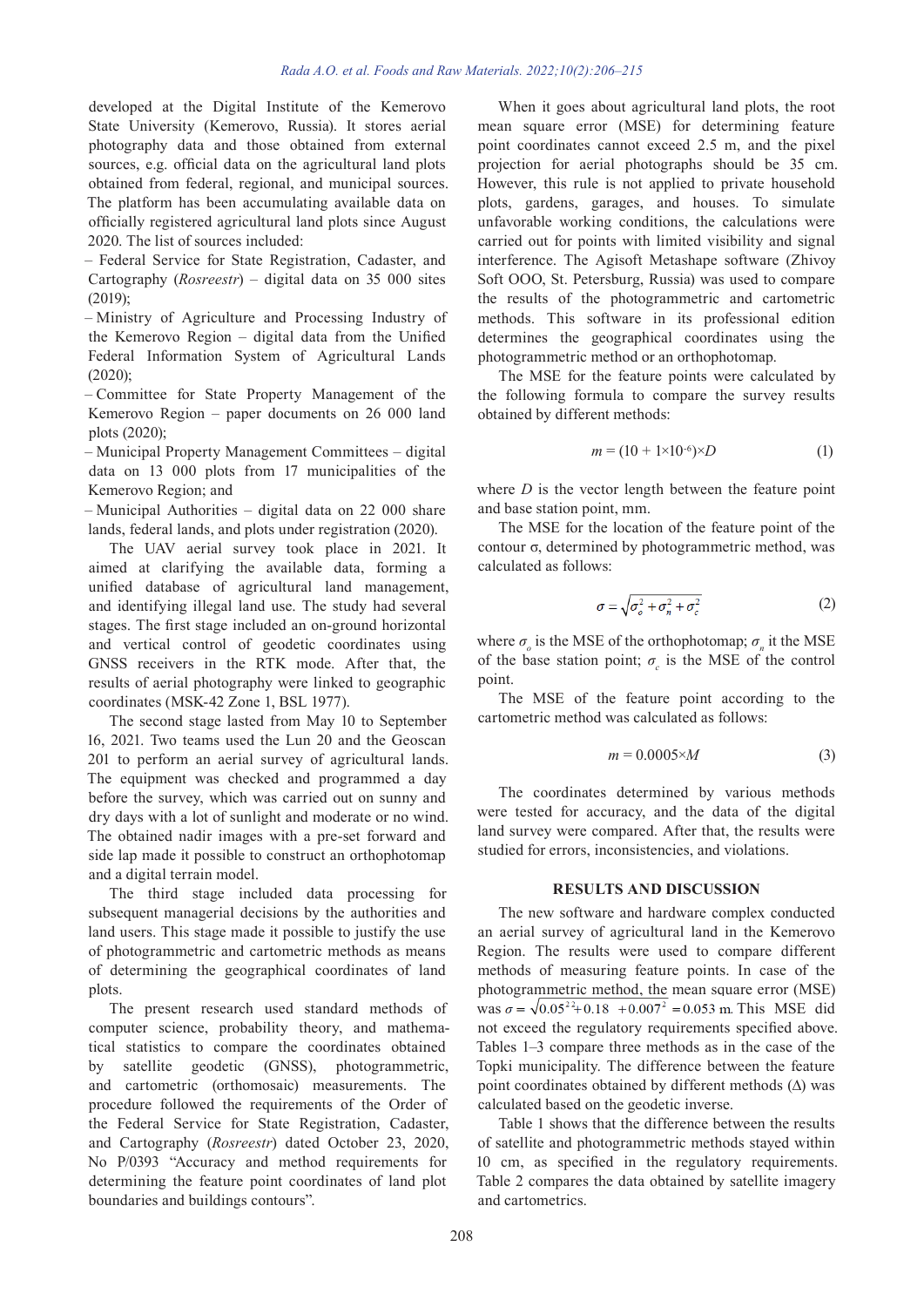developed at the Digital Institute of the Kemerovo State University (Kemerovo, Russia). It stores aerial photography data and those obtained from external sources, e.g. official data on the agricultural land plots obtained from federal, regional, and municipal sources. The platform has been accumulating available data on officially registered agricultural land plots since August 2020. The list of sources included:

– Federal Service for State Registration, Cadaster, and Cartography (*Rosreestr*) – digital data on 35 000 sites (2019);

– Ministry of Agriculture and Processing Industry of the Kemerovo Region – digital data from the Unified Federal Information System of Agricultural Lands (2020);

– Committee for State Property Management of the Kemerovo Region – paper documents on 26 000 land plots (2020);

– Municipal Property Management Committees – digital data on 13 000 plots from 17 municipalities of the Kemerovo Region; and

– Municipal Authorities – digital data on 22 000 share lands, federal lands, and plots under registration (2020).

The UAV aerial survey took place in 2021. It aimed at clarifying the available data, forming a unified database of agricultural land management, and identifying illegal land use. The study had several stages. The first stage included an on-ground horizontal and vertical control of geodetic coordinates using GNSS receivers in the RTK mode. After that, the results of aerial photography were linked to geographic coordinates (MSK-42 Zone 1, BSL 1977).

The second stage lasted from May 10 to September 16, 2021. Two teams used the Lun 20 and the Geoscan 201 to perform an aerial survey of agricultural lands. The equipment was checked and programmed a day before the survey, which was carried out on sunny and dry days with a lot of sunlight and moderate or no wind. The obtained nadir images with a pre-set forward and side lap made it possible to construct an orthophotomap and a digital terrain model.

The third stage included data processing for subsequent managerial decisions by the authorities and land users. This stage made it possible to justify the use of photogrammetric and cartometric methods as means of determining the geographical coordinates of land plots.

The present research used standard methods of computer science, probability theory, and mathematical statistics to compare the coordinates obtained by satellite geodetic (GNSS), photogrammetric, and cartometric (orthomosaic) measurements. The procedure followed the requirements of the Order of the Federal Service for State Registration, Cadaster, and Cartography (*Rosreestr*) dated October 23, 2020, No P/0393 "Accuracy and method requirements for determining the feature point coordinates of land plot boundaries and buildings contours".

When it goes about agricultural land plots, the root mean square error (MSE) for determining feature point coordinates cannot exceed 2.5 m, and the pixel projection for aerial photographs should be 35 cm. However, this rule is not applied to private household plots, gardens, garages, and houses. To simulate unfavorable working conditions, the calculations were carried out for points with limited visibility and signal interference. The Agisoft Metashape software (Zhivoy Soft OOO, St. Petersburg, Russia) was used to compare the results of the photogrammetric and cartometric methods. This software in its professional edition determines the geographical coordinates using the photogrammetric method or an orthophotomap.

The MSE for the feature points were calculated by the following formula to compare the survey results obtained by different methods:

$$m = (10 + 1{\times}10^{-6}){\times}D \tag{1}$$

where $D$ is the vector length between the feature point and base station point, mm.

The MSE for the location of the feature point of the contour σ, determined by photogrammetric method, was calculated as follows:

$$\sigma = \sqrt{\sigma_o^2 + \sigma_n^2 + \sigma_c^2} \tag{2}$$

where $\sigma_o$ is the MSE of the orthophotomap; $\sigma_n$ it the MSE of the base station point; $\sigma_c$ is the MSE of the control point.

The MSE of the feature point according to the cartometric method was calculated as follows:

$$m = 0.0005{\times}M \tag{3}$$

The coordinates determined by various methods were tested for accuracy, and the data of the digital land survey were compared. After that, the results were studied for errors, inconsistencies, and violations.

## RESULTS AND DISCUSSION

The new software and hardware complex conducted an aerial survey of agricultural land in the Kemerovo Region. The results were used to compare different methods of measuring feature points. In case of the photogrammetric method, the mean square error (MSE) was $\sigma = \sqrt{0.05^{2\,2} + 0.18 \;\; + 0.007^2} = 0.053$ m. This MSE did not exceed the regulatory requirements specified above. Tables 1–3 compare three methods as in the case of the Topki municipality. The difference between the feature point coordinates obtained by different methods (Δ) was calculated based on the geodetic inverse.

Table 1 shows that the difference between the results of satellite and photogrammetric methods stayed within 10 cm, as specified in the regulatory requirements. Table 2 compares the data obtained by satellite imagery and cartometrics.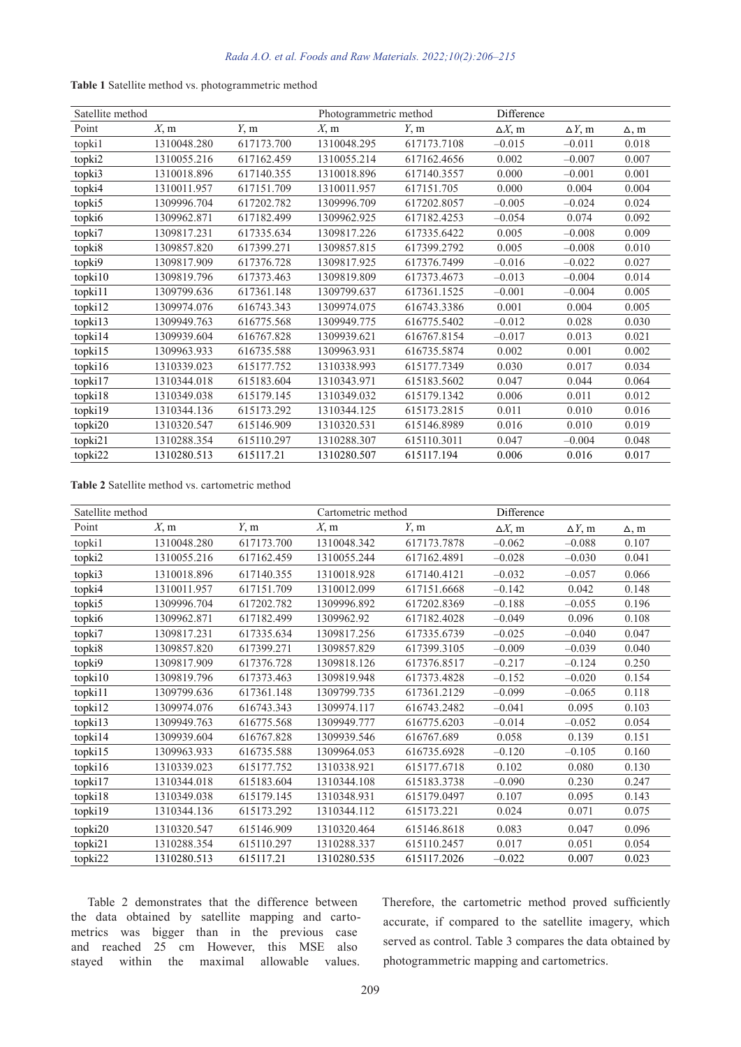**Table 1** Satellite method vs. photogrammetric method

| Satellite method | | | Photogrammetric method | | Difference | | |
|---|---|---|---|---|---|---|---|
| Point | $X$, m | $Y$, m | $X$, m | $Y$, m | $\Delta X$, m | $\Delta Y$, m | $\Delta$, m |
| topki1 | 1310048.280 | 617173.700 | 1310048.295 | 617173.7108 | –0.015 | –0.011 | 0.018 |
| topki2 | 1310055.216 | 617162.459 | 1310055.214 | 617162.4656 | 0.002 | –0.007 | 0.007 |
| topki3 | 1310018.896 | 617140.355 | 1310018.896 | 617140.3557 | 0.000 | –0.001 | 0.001 |
| topki4 | 1310011.957 | 617151.709 | 1310011.957 | 617151.705 | 0.000 | 0.004 | 0.004 |
| topki5 | 1309996.704 | 617202.782 | 1309996.709 | 617202.8057 | –0.005 | –0.024 | 0.024 |
| topki6 | 1309962.871 | 617182.499 | 1309962.925 | 617182.4253 | –0.054 | 0.074 | 0.092 |
| topki7 | 1309817.231 | 617335.634 | 1309817.226 | 617335.6422 | 0.005 | –0.008 | 0.009 |
| topki8 | 1309857.820 | 617399.271 | 1309857.815 | 617399.2792 | 0.005 | –0.008 | 0.010 |
| topki9 | 1309817.909 | 617376.728 | 1309817.925 | 617376.7499 | –0.016 | –0.022 | 0.027 |
| topki10 | 1309819.796 | 617373.463 | 1309819.809 | 617373.4673 | –0.013 | –0.004 | 0.014 |
| topki11 | 1309799.636 | 617361.148 | 1309799.637 | 617361.1525 | –0.001 | –0.004 | 0.005 |
| topki12 | 1309974.076 | 616743.343 | 1309974.075 | 616743.3386 | 0.001 | 0.004 | 0.005 |
| topki13 | 1309949.763 | 616775.568 | 1309949.775 | 616775.5402 | –0.012 | 0.028 | 0.030 |
| topki14 | 1309939.604 | 616767.828 | 1309939.621 | 616767.8154 | –0.017 | 0.013 | 0.021 |
| topki15 | 1309963.933 | 616735.588 | 1309963.931 | 616735.5874 | 0.002 | 0.001 | 0.002 |
| topki16 | 1310339.023 | 615177.752 | 1310338.993 | 615177.7349 | 0.030 | 0.017 | 0.034 |
| topki17 | 1310344.018 | 615183.604 | 1310343.971 | 615183.5602 | 0.047 | 0.044 | 0.064 |
| topki18 | 1310349.038 | 615179.145 | 1310349.032 | 615179.1342 | 0.006 | 0.011 | 0.012 |
| topki19 | 1310344.136 | 615173.292 | 1310344.125 | 615173.2815 | 0.011 | 0.010 | 0.016 |
| topki20 | 1310320.547 | 615146.909 | 1310320.531 | 615146.8989 | 0.016 | 0.010 | 0.019 |
| topki21 | 1310288.354 | 615110.297 | 1310288.307 | 615110.3011 | 0.047 | –0.004 | 0.048 |
| topki22 | 1310280.513 | 615117.21 | 1310280.507 | 615117.194 | 0.006 | 0.016 | 0.017 |

**Table 2** Satellite method vs. cartometric method

| Satellite method | | | Cartometric method | | Difference | | |
|---|---|---|---|---|---|---|---|
| Point | $X$, m | $Y$, m | $X$, m | $Y$, m | $\Delta X$, m | $\Delta Y$, m | $\Delta$, m |
| topki1 | 1310048.280 | 617173.700 | 1310048.342 | 617173.7878 | –0.062 | –0.088 | 0.107 |
| topki2 | 1310055.216 | 617162.459 | 1310055.244 | 617162.4891 | –0.028 | –0.030 | 0.041 |
| topki3 | 1310018.896 | 617140.355 | 1310018.928 | 617140.4121 | –0.032 | –0.057 | 0.066 |
| topki4 | 1310011.957 | 617151.709 | 1310012.099 | 617151.6668 | –0.142 | 0.042 | 0.148 |
| topki5 | 1309996.704 | 617202.782 | 1309996.892 | 617202.8369 | –0.188 | –0.055 | 0.196 |
| topki6 | 1309962.871 | 617182.499 | 1309962.92 | 617182.4028 | –0.049 | 0.096 | 0.108 |
| topki7 | 1309817.231 | 617335.634 | 1309817.256 | 617335.6739 | –0.025 | –0.040 | 0.047 |
| topki8 | 1309857.820 | 617399.271 | 1309857.829 | 617399.3105 | –0.009 | –0.039 | 0.040 |
| topki9 | 1309817.909 | 617376.728 | 1309818.126 | 617376.8517 | –0.217 | –0.124 | 0.250 |
| topki10 | 1309819.796 | 617373.463 | 1309819.948 | 617373.4828 | –0.152 | –0.020 | 0.154 |
| topki11 | 1309799.636 | 617361.148 | 1309799.735 | 617361.2129 | –0.099 | –0.065 | 0.118 |
| topki12 | 1309974.076 | 616743.343 | 1309974.117 | 616743.2482 | –0.041 | 0.095 | 0.103 |
| topki13 | 1309949.763 | 616775.568 | 1309949.777 | 616775.6203 | –0.014 | –0.052 | 0.054 |
| topki14 | 1309939.604 | 616767.828 | 1309939.546 | 616767.689 | 0.058 | 0.139 | 0.151 |
| topki15 | 1309963.933 | 616735.588 | 1309964.053 | 616735.6928 | –0.120 | –0.105 | 0.160 |
| topki16 | 1310339.023 | 615177.752 | 1310338.921 | 615177.6718 | 0.102 | 0.080 | 0.130 |
| topki17 | 1310344.018 | 615183.604 | 1310344.108 | 615183.3738 | –0.090 | 0.230 | 0.247 |
| topki18 | 1310349.038 | 615179.145 | 1310348.931 | 615179.0497 | 0.107 | 0.095 | 0.143 |
| topki19 | 1310344.136 | 615173.292 | 1310344.112 | 615173.221 | 0.024 | 0.071 | 0.075 |
| topki20 | 1310320.547 | 615146.909 | 1310320.464 | 615146.8618 | 0.083 | 0.047 | 0.096 |
| topki21 | 1310288.354 | 615110.297 | 1310288.337 | 615110.2457 | 0.017 | 0.051 | 0.054 |
| topki22 | 1310280.513 | 615117.21 | 1310280.535 | 615117.2026 | –0.022 | 0.007 | 0.023 |

Table 2 demonstrates that the difference between the data obtained by satellite mapping and cartometrics was bigger than in the previous case and reached 25 cm However, this MSE also stayed within the maximal allowable values. Therefore, the cartometric method proved sufficiently accurate, if compared to the satellite imagery, which served as control. Table 3 compares the data obtained by photogrammetric mapping and cartometrics.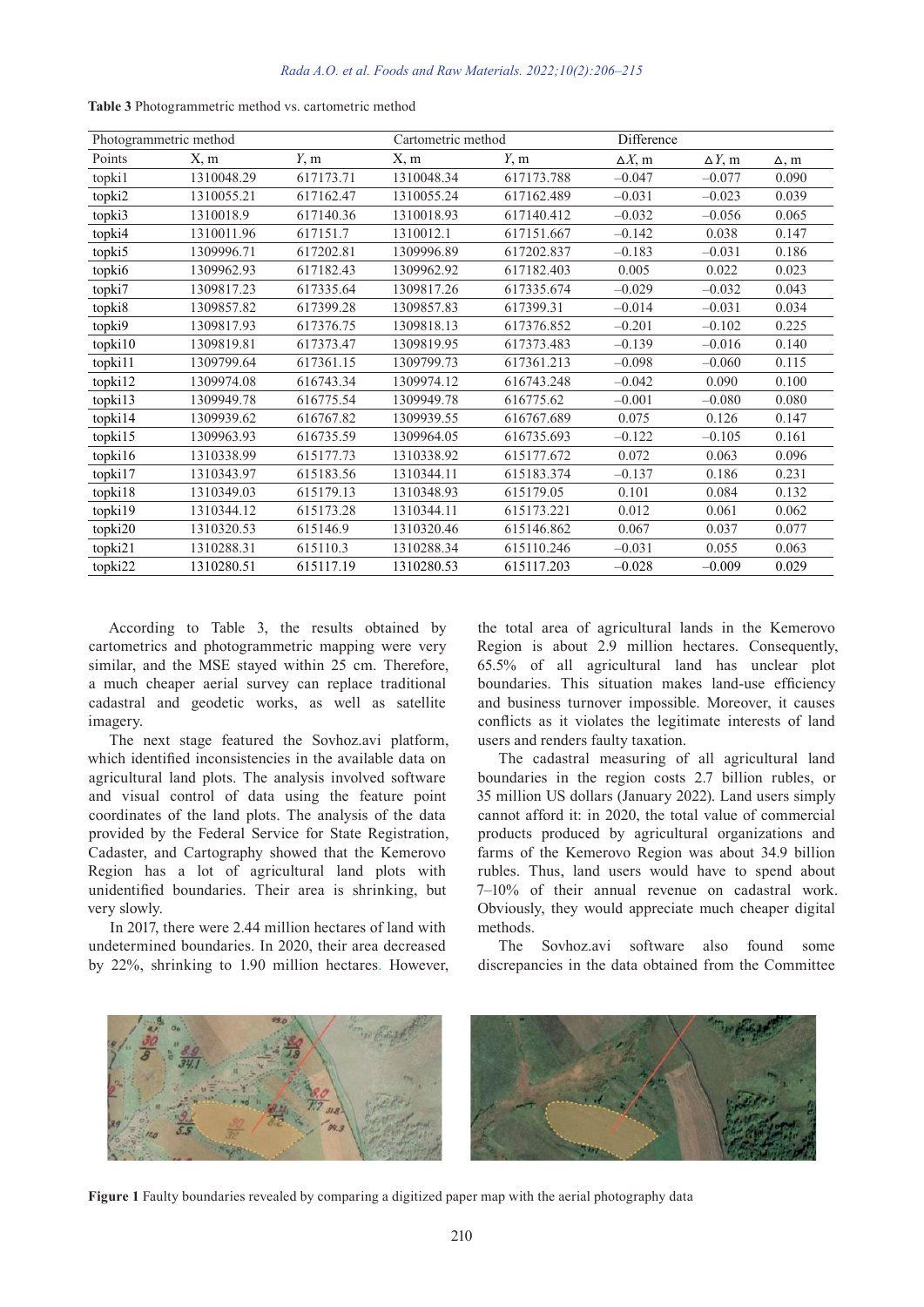**Table 3** Photogrammetric method vs. cartometric method

| Photogrammetric method | | | Cartometric method | | Difference | | |
|---|---|---|---|---|---|---|---|
| Points | X, m | *Y*, m | X, m | *Y*, m | Δ*X*, m | Δ*Y*, m | Δ, m |
| topki1 | 1310048.29 | 617173.71 | 1310048.34 | 617173.788 | –0.047 | –0.077 | 0.090 |
| topki2 | 1310055.21 | 617162.47 | 1310055.24 | 617162.489 | –0.031 | –0.023 | 0.039 |
| topki3 | 1310018.9 | 617140.36 | 1310018.93 | 617140.412 | –0.032 | –0.056 | 0.065 |
| topki4 | 1310011.96 | 617151.7 | 1310012.1 | 617151.667 | –0.142 | 0.038 | 0.147 |
| topki5 | 1309996.71 | 617202.81 | 1309996.89 | 617202.837 | –0.183 | –0.031 | 0.186 |
| topki6 | 1309962.93 | 617182.43 | 1309962.92 | 617182.403 | 0.005 | 0.022 | 0.023 |
| topki7 | 1309817.23 | 617335.64 | 1309817.26 | 617335.674 | –0.029 | –0.032 | 0.043 |
| topki8 | 1309857.82 | 617399.28 | 1309857.83 | 617399.31 | –0.014 | –0.031 | 0.034 |
| topki9 | 1309817.93 | 617376.75 | 1309818.13 | 617376.852 | –0.201 | –0.102 | 0.225 |
| topki10 | 1309819.81 | 617373.47 | 1309819.95 | 617373.483 | –0.139 | –0.016 | 0.140 |
| topki11 | 1309799.64 | 617361.15 | 1309799.73 | 617361.213 | –0.098 | –0.060 | 0.115 |
| topki12 | 1309974.08 | 616743.34 | 1309974.12 | 616743.248 | –0.042 | 0.090 | 0.100 |
| topki13 | 1309949.78 | 616775.54 | 1309949.78 | 616775.62 | –0.001 | –0.080 | 0.080 |
| topki14 | 1309939.62 | 616767.82 | 1309939.55 | 616767.689 | 0.075 | 0.126 | 0.147 |
| topki15 | 1309963.93 | 616735.59 | 1309964.05 | 616735.693 | –0.122 | –0.105 | 0.161 |
| topki16 | 1310338.99 | 615177.73 | 1310338.92 | 615177.672 | 0.072 | 0.063 | 0.096 |
| topki17 | 1310343.97 | 615183.56 | 1310344.11 | 615183.374 | –0.137 | 0.186 | 0.231 |
| topki18 | 1310349.03 | 615179.13 | 1310348.93 | 615179.05 | 0.101 | 0.084 | 0.132 |
| topki19 | 1310344.12 | 615173.28 | 1310344.11 | 615173.221 | 0.012 | 0.061 | 0.062 |
| topki20 | 1310320.53 | 615146.9 | 1310320.46 | 615146.862 | 0.067 | 0.037 | 0.077 |
| topki21 | 1310288.31 | 615110.3 | 1310288.34 | 615110.246 | –0.031 | 0.055 | 0.063 |
| topki22 | 1310280.51 | 615117.19 | 1310280.53 | 615117.203 | –0.028 | –0.009 | 0.029 |

According to Table 3, the results obtained by cartometrics and photogrammetric mapping were very similar, and the MSE stayed within 25 cm. Therefore, a much cheaper aerial survey can replace traditional cadastral and geodetic works, as well as satellite imagery.

The next stage featured the Sovhoz.avi platform, which identified inconsistencies in the available data on agricultural land plots. The analysis involved software and visual control of data using the feature point coordinates of the land plots. The analysis of the data provided by the Federal Service for State Registration, Cadaster, and Cartography showed that the Kemerovo Region has a lot of agricultural land plots with unidentified boundaries. Their area is shrinking, but very slowly.

In 2017, there were 2.44 million hectares of land with undetermined boundaries. In 2020, their area decreased by 22%, shrinking to 1.90 million hectares. However, the total area of agricultural lands in the Kemerovo Region is about 2.9 million hectares. Consequently, 65.5% of all agricultural land has unclear plot boundaries. This situation makes land-use efficiency and business turnover impossible. Moreover, it causes conflicts as it violates the legitimate interests of land users and renders faulty taxation.

The cadastral measuring of all agricultural land boundaries in the region costs 2.7 billion rubles, or 35 million US dollars (January 2022). Land users simply cannot afford it: in 2020, the total value of commercial products produced by agricultural organizations and farms of the Kemerovo Region was about 34.9 billion rubles. Thus, land users would have to spend about 7–10% of their annual revenue on cadastral work. Obviously, they would appreciate much cheaper digital methods.

The Sovhoz.avi software also found some discrepancies in the data obtained from the Committee

**Figure 1** Faulty boundaries revealed by comparing a digitized paper map with the aerial photography data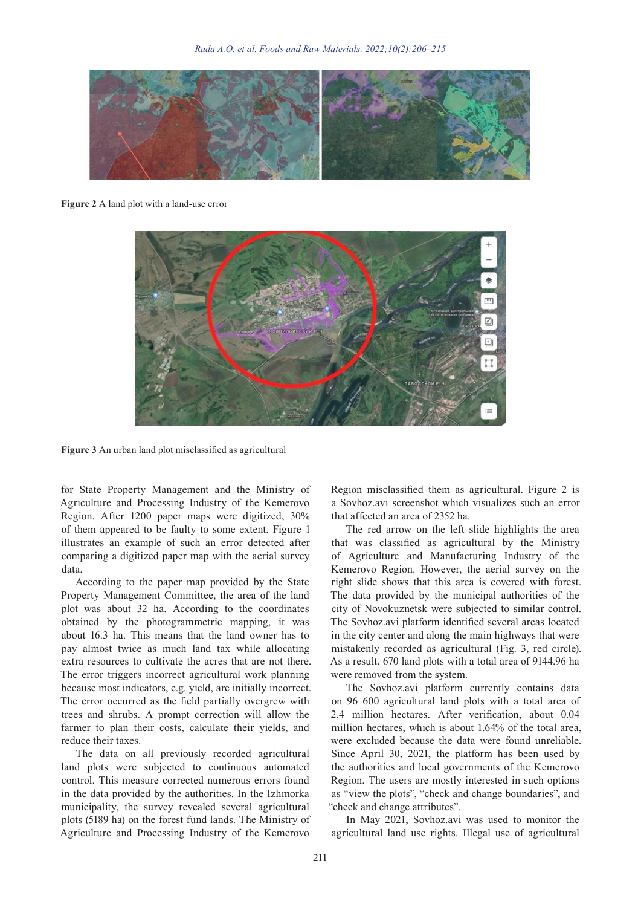**Figure 2** A land plot with a land-use error

**Figure 3** An urban land plot misclassified as agricultural

for State Property Management and the Ministry of Agriculture and Processing Industry of the Kemerovo Region. After 1200 paper maps were digitized, 30% of them appeared to be faulty to some extent. Figure 1 illustrates an example of such an error detected after comparing a digitized paper map with the aerial survey data.

According to the paper map provided by the State Property Management Committee, the area of the land plot was about 32 ha. According to the coordinates obtained by the photogrammetric mapping, it was about 16.3 ha. This means that the land owner has to pay almost twice as much land tax while allocating extra resources to cultivate the acres that are not there. The error triggers incorrect agricultural work planning because most indicators, e.g. yield, are initially incorrect. The error occurred as the field partially overgrew with trees and shrubs. A prompt correction will allow the farmer to plan their costs, calculate their yields, and reduce their taxes.

The data on all previously recorded agricultural land plots were subjected to continuous automated control. This measure corrected numerous errors found in the data provided by the authorities. In the Izhmorka municipality, the survey revealed several agricultural plots (5189 ha) on the forest fund lands. The Ministry of Agriculture and Processing Industry of the Kemerovo Region misclassified them as agricultural. Figure 2 is a Sovhoz.avi screenshot which visualizes such an error that affected an area of 2352 ha.

The red arrow on the left slide highlights the area that was classified as agricultural by the Ministry of Agriculture and Manufacturing Industry of the Kemerovo Region. However, the aerial survey on the right slide shows that this area is covered with forest. The data provided by the municipal authorities of the city of Novokuznetsk were subjected to similar control. The Sovhoz.avi platform identified several areas located in the city center and along the main highways that were mistakenly recorded as agricultural (Fig. 3, red circle). As a result, 670 land plots with a total area of 9144.96 ha were removed from the system.

The Sovhoz.avi platform currently contains data on 96 600 agricultural land plots with a total area of 2.4 million hectares. After verification, about 0.04 million hectares, which is about 1.64% of the total area, were excluded because the data were found unreliable. Since April 30, 2021, the platform has been used by the authorities and local governments of the Kemerovo Region. The users are mostly interested in such options as "view the plots", "check and change boundaries", and "check and change attributes".

In May 2021, Sovhoz.avi was used to monitor the agricultural land use rights. Illegal use of agricultural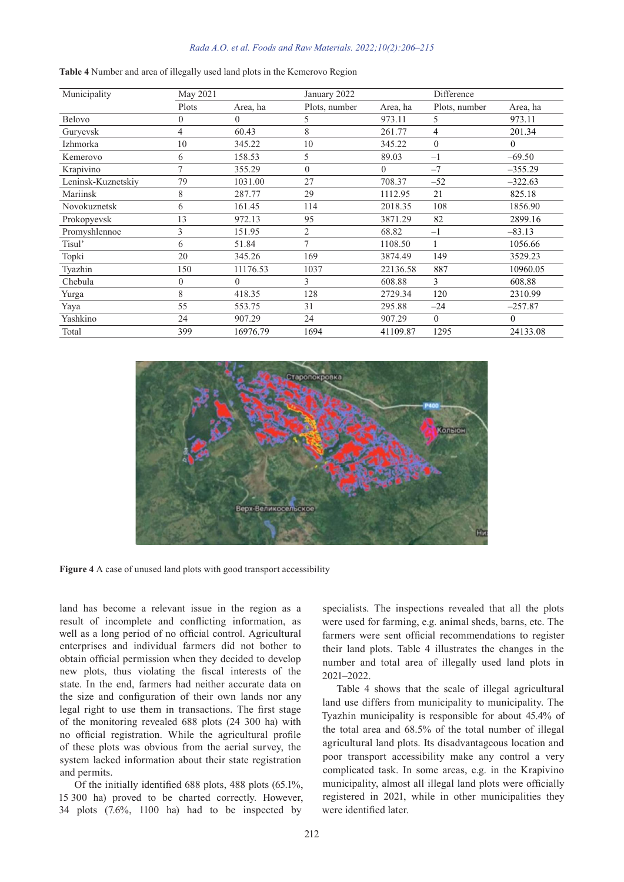**Table 4** Number and area of illegally used land plots in the Kemerovo Region

| Municipality | May 2021 | | January 2022 | | Difference | |
|---|---|---|---|---|---|---|
| | Plots | Area, ha | Plots, number | Area, ha | Plots, number | Area, ha |
| Belovo | 0 | 0 | 5 | 973.11 | 5 | 973.11 |
| Guryevsk | 4 | 60.43 | 8 | 261.77 | 4 | 201.34 |
| Izhmorka | 10 | 345.22 | 10 | 345.22 | 0 | 0 |
| Kemerovo | 6 | 158.53 | 5 | 89.03 | –1 | –69.50 |
| Krapivino | 7 | 355.29 | 0 | 0 | –7 | –355.29 |
| Leninsk-Kuznetskiy | 79 | 1031.00 | 27 | 708.37 | –52 | –322.63 |
| Mariinsk | 8 | 287.77 | 29 | 1112.95 | 21 | 825.18 |
| Novokuznetsk | 6 | 161.45 | 114 | 2018.35 | 108 | 1856.90 |
| Prokopyevsk | 13 | 972.13 | 95 | 3871.29 | 82 | 2899.16 |
| Promyshlennoe | 3 | 151.95 | 2 | 68.82 | –1 | –83.13 |
| Tisul' | 6 | 51.84 | 7 | 1108.50 | 1 | 1056.66 |
| Topki | 20 | 345.26 | 169 | 3874.49 | 149 | 3529.23 |
| Tyazhin | 150 | 11176.53 | 1037 | 22136.58 | 887 | 10960.05 |
| Chebula | 0 | 0 | 3 | 608.88 | 3 | 608.88 |
| Yurga | 8 | 418.35 | 128 | 2729.34 | 120 | 2310.99 |
| Yaya | 55 | 553.75 | 31 | 295.88 | –24 | –257.87 |
| Yashkino | 24 | 907.29 | 24 | 907.29 | 0 | 0 |
| Total | 399 | 16976.79 | 1694 | 41109.87 | 1295 | 24133.08 |

**Figure 4** A case of unused land plots with good transport accessibility

land has become a relevant issue in the region as a result of incomplete and conflicting information, as well as a long period of no official control. Agricultural enterprises and individual farmers did not bother to obtain official permission when they decided to develop new plots, thus violating the fiscal interests of the state. In the end, farmers had neither accurate data on the size and configuration of their own lands nor any legal right to use them in transactions. The first stage of the monitoring revealed 688 plots (24 300 ha) with no official registration. While the agricultural profile of these plots was obvious from the aerial survey, the system lacked information about their state registration and permits.

Of the initially identified 688 plots, 488 plots (65.1%, 15 300 ha) proved to be charted correctly. However, 34 plots (7.6%, 1100 ha) had to be inspected by specialists. The inspections revealed that all the plots were used for farming, e.g. animal sheds, barns, etc. The farmers were sent official recommendations to register their land plots. Table 4 illustrates the changes in the number and total area of illegally used land plots in 2021–2022.

Table 4 shows that the scale of illegal agricultural land use differs from municipality to municipality. The Tyazhin municipality is responsible for about 45.4% of the total area and 68.5% of the total number of illegal agricultural land plots. Its disadvantageous location and poor transport accessibility make any control a very complicated task. In some areas, e.g. in the Krapivino municipality, almost all illegal land plots were officially registered in 2021, while in other municipalities they were identified later.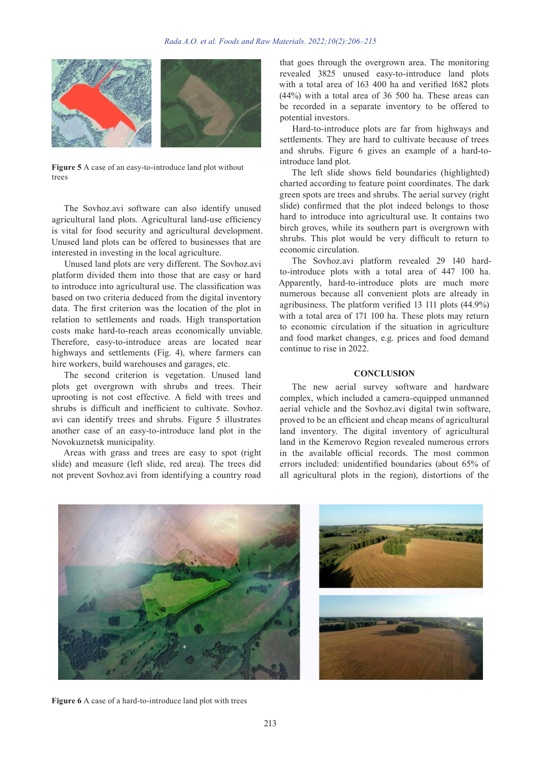Figure 5 A case of an easy-to-introduce land plot without trees

The Sovhoz.avi software can also identify unused agricultural land plots. Agricultural land-use efficiency is vital for food security and agricultural development. Unused land plots can be offered to businesses that are interested in investing in the local agriculture.

Unused land plots are very different. The Sovhoz.avi platform divided them into those that are easy or hard to introduce into agricultural use. The classification was based on two criteria deduced from the digital inventory data. The first criterion was the location of the plot in relation to settlements and roads. High transportation costs make hard-to-reach areas economically unviable. Therefore, easy-to-introduce areas are located near highways and settlements (Fig. 4), where farmers can hire workers, build warehouses and garages, etc.

The second criterion is vegetation. Unused land plots get overgrown with shrubs and trees. Their uprooting is not cost effective. A field with trees and shrubs is difficult and inefficient to cultivate. Sovhoz.avi can identify trees and shrubs. Figure 5 illustrates another case of an easy-to-introduce land plot in the Novokuznetsk municipality.

Areas with grass and trees are easy to spot (right slide) and measure (left slide, red area). The trees did not prevent Sovhoz.avi from identifying a country road that goes through the overgrown area. The monitoring revealed 3825 unused easy-to-introduce land plots with a total area of 163 400 ha and verified 1682 plots (44%) with a total area of 36 500 ha. These areas can be recorded in a separate inventory to be offered to potential investors.

Hard-to-introduce plots are far from highways and settlements. They are hard to cultivate because of trees and shrubs. Figure 6 gives an example of a hard-to-introduce land plot.

The left slide shows field boundaries (highlighted) charted according to feature point coordinates. The dark green spots are trees and shrubs. The aerial survey (right slide) confirmed that the plot indeed belongs to those hard to introduce into agricultural use. It contains two birch groves, while its southern part is overgrown with shrubs. This plot would be very difficult to return to economic circulation.

The Sovhoz.avi platform revealed 29 140 hard-to-introduce plots with a total area of 447 100 ha. Apparently, hard-to-introduce plots are much more numerous because all convenient plots are already in agribusiness. The platform verified 13 111 plots (44.9%) with a total area of 171 100 ha. These plots may return to economic circulation if the situation in agriculture and food market changes, e.g. prices and food demand continue to rise in 2022.

## CONCLUSION

The new aerial survey software and hardware complex, which included a camera-equipped unmanned aerial vehicle and the Sovhoz.avi digital twin software, proved to be an efficient and cheap means of agricultural land inventory. The digital inventory of agricultural land in the Kemerovo Region revealed numerous errors in the available official records. The most common errors included: unidentified boundaries (about 65% of all agricultural plots in the region), distortions of the

Figure 6 A case of a hard-to-introduce land plot with trees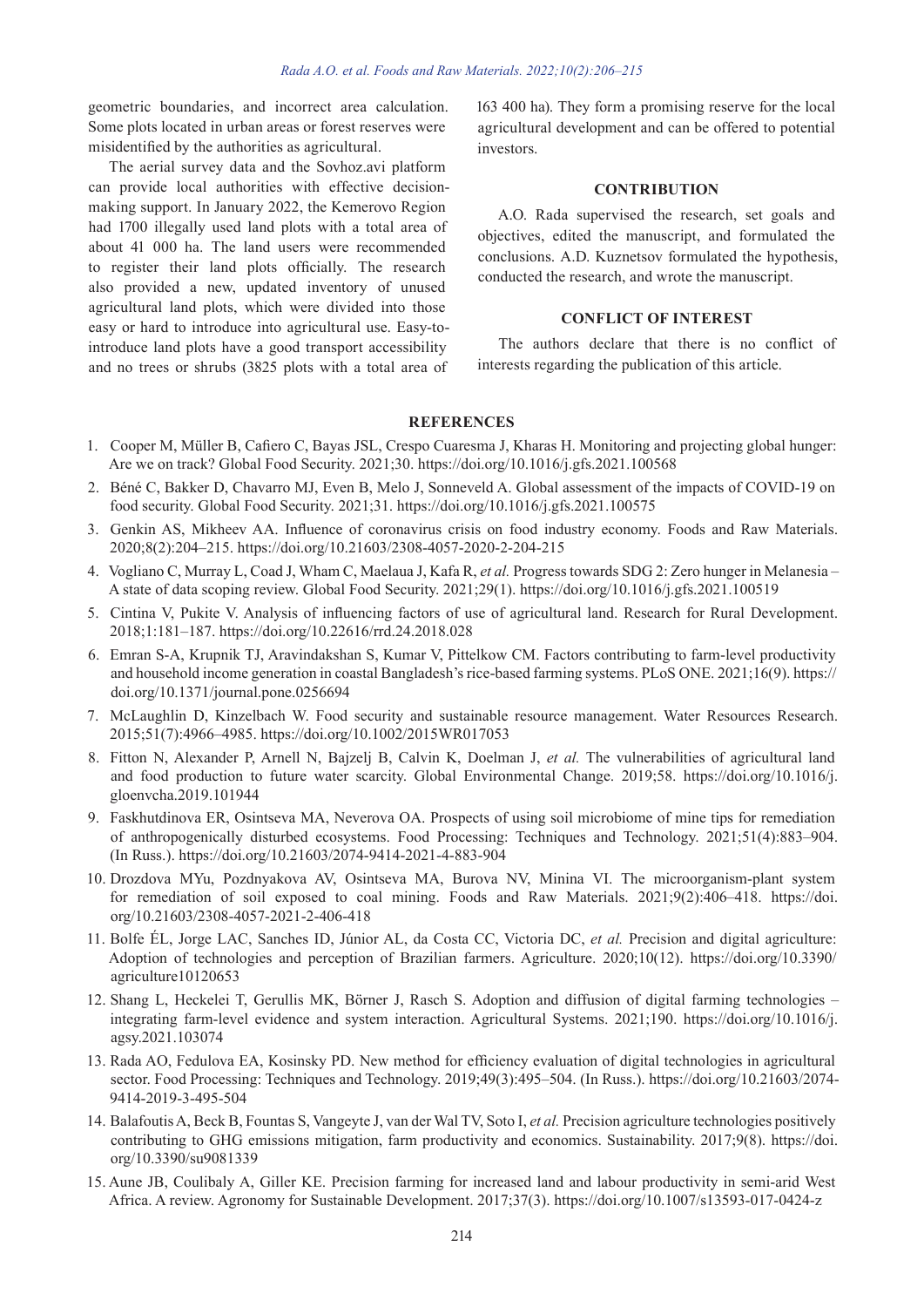geometric boundaries, and incorrect area calculation. Some plots located in urban areas or forest reserves were misidentified by the authorities as agricultural.

The aerial survey data and the Sovhoz.avi platform can provide local authorities with effective decision-making support. In January 2022, the Kemerovo Region had 1700 illegally used land plots with a total area of about 41 000 ha. The land users were recommended to register their land plots officially. The research also provided a new, updated inventory of unused agricultural land plots, which were divided into those easy or hard to introduce into agricultural use. Easy-to-introduce land plots have a good transport accessibility and no trees or shrubs (3825 plots with a total area of 163 400 ha). They form a promising reserve for the local agricultural development and can be offered to potential investors.

## CONTRIBUTION

A.O. Rada supervised the research, set goals and objectives, edited the manuscript, and formulated the conclusions. A.D. Kuznetsov formulated the hypothesis, conducted the research, and wrote the manuscript.

## CONFLICT OF INTEREST

The authors declare that there is no conflict of interests regarding the publication of this article.

## REFERENCES

1. Cooper M, Müller B, Cafiero C, Bayas JSL, Crespo Cuaresma J, Kharas H. Monitoring and projecting global hunger: Are we on track? Global Food Security. 2021;30. https://doi.org/10.1016/j.gfs.2021.100568
2. Béné C, Bakker D, Chavarro MJ, Even B, Melo J, Sonneveld A. Global assessment of the impacts of COVID-19 on food security. Global Food Security. 2021;31. https://doi.org/10.1016/j.gfs.2021.100575
3. Genkin AS, Mikheev AA. Influence of coronavirus crisis on food industry economy. Foods and Raw Materials. 2020;8(2):204–215. https://doi.org/10.21603/2308-4057-2020-2-204-215
4. Vogliano C, Murray L, Coad J, Wham C, Maelaua J, Kafa R, *et al.* Progress towards SDG 2: Zero hunger in Melanesia – A state of data scoping review. Global Food Security. 2021;29(1). https://doi.org/10.1016/j.gfs.2021.100519
5. Cintina V, Pukite V. Analysis of influencing factors of use of agricultural land. Research for Rural Development. 2018;1:181–187. https://doi.org/10.22616/rrd.24.2018.028
6. Emran S-A, Krupnik TJ, Aravindakshan S, Kumar V, Pittelkow CM. Factors contributing to farm-level productivity and household income generation in coastal Bangladesh's rice-based farming systems. PLoS ONE. 2021;16(9). https://doi.org/10.1371/journal.pone.0256694
7. McLaughlin D, Kinzelbach W. Food security and sustainable resource management. Water Resources Research. 2015;51(7):4966–4985. https://doi.org/10.1002/2015WR017053
8. Fitton N, Alexander P, Arnell N, Bajzelj B, Calvin K, Doelman J, *et al.* The vulnerabilities of agricultural land and food production to future water scarcity. Global Environmental Change. 2019;58. https://doi.org/10.1016/j.gloenvcha.2019.101944
9. Faskhutdinova ER, Osintseva MA, Neverova OA. Prospects of using soil microbiome of mine tips for remediation of anthropogenically disturbed ecosystems. Food Processing: Techniques and Technology. 2021;51(4):883–904. (In Russ.). https://doi.org/10.21603/2074-9414-2021-4-883-904
10. Drozdova MYu, Pozdnyakova AV, Osintseva MA, Burova NV, Minina VI. The microorganism-plant system for remediation of soil exposed to coal mining. Foods and Raw Materials. 2021;9(2):406–418. https://doi.org/10.21603/2308-4057-2021-2-406-418
11. Bolfe ÉL, Jorge LAC, Sanches ID, Júnior AL, da Costa CC, Victoria DC, *et al.* Precision and digital agriculture: Adoption of technologies and perception of Brazilian farmers. Agriculture. 2020;10(12). https://doi.org/10.3390/agriculture10120653
12. Shang L, Heckelei T, Gerullis MK, Börner J, Rasch S. Adoption and diffusion of digital farming technologies – integrating farm-level evidence and system interaction. Agricultural Systems. 2021;190. https://doi.org/10.1016/j.agsy.2021.103074
13. Rada AO, Fedulova EA, Kosinsky PD. New method for efficiency evaluation of digital technologies in agricultural sector. Food Processing: Techniques and Technology. 2019;49(3):495–504. (In Russ.). https://doi.org/10.21603/2074-9414-2019-3-495-504
14. Balafoutis A, Beck B, Fountas S, Vangeyte J, van der Wal TV, Soto I, *et al.* Precision agriculture technologies positively contributing to GHG emissions mitigation, farm productivity and economics. Sustainability. 2017;9(8). https://doi.org/10.3390/su9081339
15. Aune JB, Coulibaly A, Giller KE. Precision farming for increased land and labour productivity in semi-arid West Africa. A review. Agronomy for Sustainable Development. 2017;37(3). https://doi.org/10.1007/s13593-017-0424-z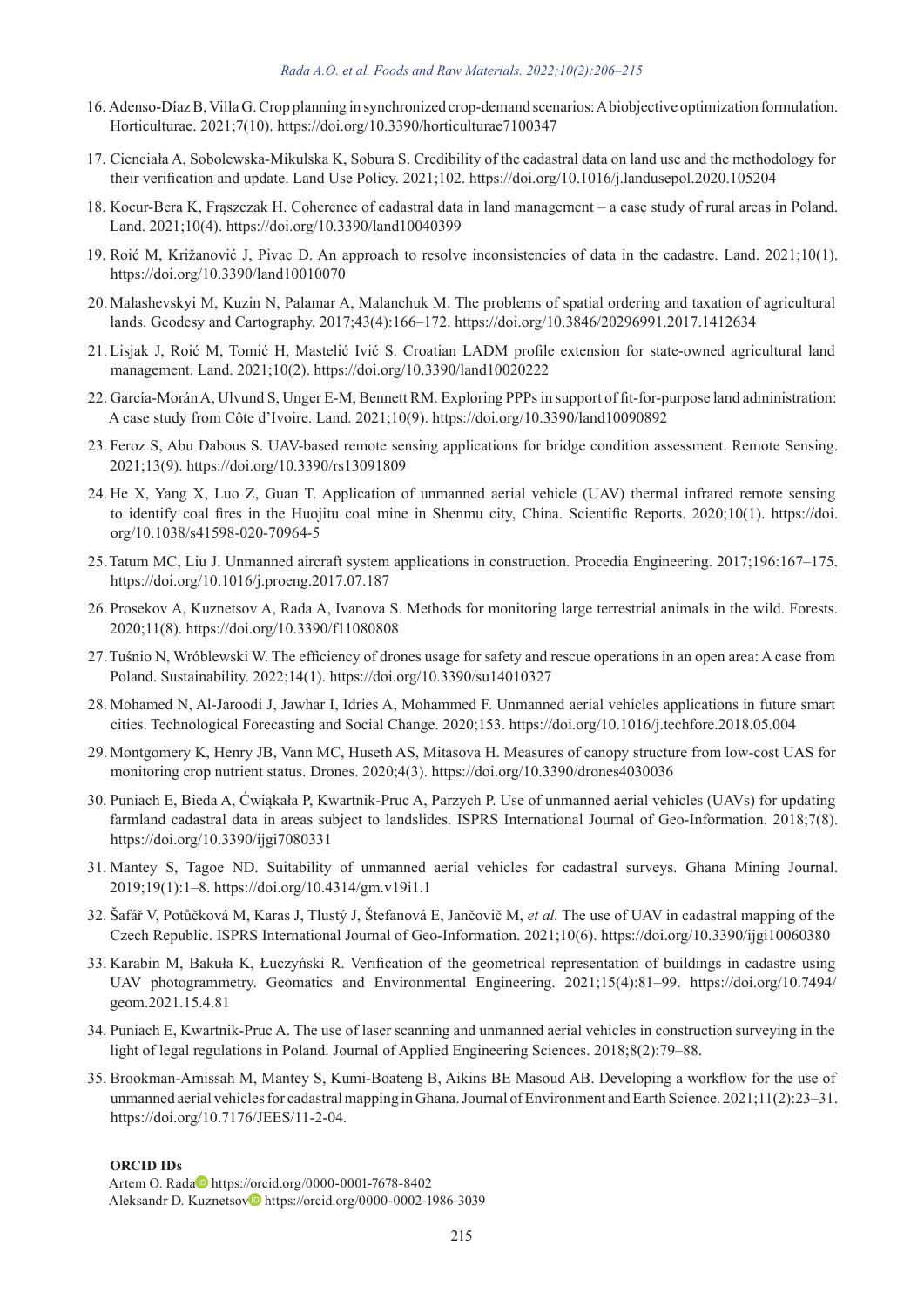16. Adenso-Díaz B, Villa G. Crop planning in synchronized crop-demand scenarios: A biobjective optimization formulation. Horticulturae. 2021;7(10). https://doi.org/10.3390/horticulturae7100347

17. Cienciała A, Sobolewska-Mikulska K, Sobura S. Credibility of the cadastral data on land use and the methodology for their verification and update. Land Use Policy. 2021;102. https://doi.org/10.1016/j.landusepol.2020.105204

18. Kocur-Bera K, Frąszczak H. Coherence of cadastral data in land management – a case study of rural areas in Poland. Land. 2021;10(4). https://doi.org/10.3390/land10040399

19. Roić M, Križanović J, Pivac D. An approach to resolve inconsistencies of data in the cadastre. Land. 2021;10(1). https://doi.org/10.3390/land10010070

20. Malashevskyi M, Kuzin N, Palamar A, Malanchuk M. The problems of spatial ordering and taxation of agricultural lands. Geodesy and Cartography. 2017;43(4):166–172. https://doi.org/10.3846/20296991.2017.1412634

21. Lisjak J, Roić M, Tomić H, Mastelić Ivić S. Croatian LADM profile extension for state-owned agricultural land management. Land. 2021;10(2). https://doi.org/10.3390/land10020222

22. García-Morán A, Ulvund S, Unger E-M, Bennett RM. Exploring PPPs in support of fit-for-purpose land administration: A case study from Côte d'Ivoire. Land. 2021;10(9). https://doi.org/10.3390/land10090892

23. Feroz S, Abu Dabous S. UAV-based remote sensing applications for bridge condition assessment. Remote Sensing. 2021;13(9). https://doi.org/10.3390/rs13091809

24. He X, Yang X, Luo Z, Guan T. Application of unmanned aerial vehicle (UAV) thermal infrared remote sensing to identify coal fires in the Huojitu coal mine in Shenmu city, China. Scientific Reports. 2020;10(1). https://doi.org/10.1038/s41598-020-70964-5

25. Tatum MC, Liu J. Unmanned aircraft system applications in construction. Procedia Engineering. 2017;196:167–175. https://doi.org/10.1016/j.proeng.2017.07.187

26. Prosekov A, Kuznetsov A, Rada A, Ivanova S. Methods for monitoring large terrestrial animals in the wild. Forests. 2020;11(8). https://doi.org/10.3390/f11080808

27. Tuśnio N, Wróblewski W. The efficiency of drones usage for safety and rescue operations in an open area: A case from Poland. Sustainability. 2022;14(1). https://doi.org/10.3390/su14010327

28. Mohamed N, Al-Jaroodi J, Jawhar I, Idries A, Mohammed F. Unmanned aerial vehicles applications in future smart cities. Technological Forecasting and Social Change. 2020;153. https://doi.org/10.1016/j.techfore.2018.05.004

29. Montgomery K, Henry JB, Vann MC, Huseth AS, Mitasova H. Measures of canopy structure from low-cost UAS for monitoring crop nutrient status. Drones. 2020;4(3). https://doi.org/10.3390/drones4030036

30. Puniach E, Bieda A, Ćwiąkała P, Kwartnik-Pruc A, Parzych P. Use of unmanned aerial vehicles (UAVs) for updating farmland cadastral data in areas subject to landslides. ISPRS International Journal of Geo-Information. 2018;7(8). https://doi.org/10.3390/ijgi7080331

31. Mantey S, Tagoe ND. Suitability of unmanned aerial vehicles for cadastral surveys. Ghana Mining Journal. 2019;19(1):1–8. https://doi.org/10.4314/gm.v19i1.1

32. Šafář V, Potůčková M, Karas J, Tlustý J, Štefanová E, Jančovič M, *et al.* The use of UAV in cadastral mapping of the Czech Republic. ISPRS International Journal of Geo-Information. 2021;10(6). https://doi.org/10.3390/ijgi10060380

33. Karabin M, Bakuła K, Łuczyński R. Verification of the geometrical representation of buildings in cadastre using UAV photogrammetry. Geomatics and Environmental Engineering. 2021;15(4):81–99. https://doi.org/10.7494/geom.2021.15.4.81

34. Puniach E, Kwartnik-Pruc A. The use of laser scanning and unmanned aerial vehicles in construction surveying in the light of legal regulations in Poland. Journal of Applied Engineering Sciences. 2018;8(2):79–88.

35. Brookman-Amissah M, Mantey S, Kumi-Boateng B, Aikins BE Masoud AB. Developing a workflow for the use of unmanned aerial vehicles for cadastral mapping in Ghana. Journal of Environment and Earth Science. 2021;11(2):23–31. https://doi.org/10.7176/JEES/11-2-04.

**ORCID IDs**

Artem O. Rada https://orcid.org/0000-0001-7678-8402
Aleksandr D. Kuznetsov https://orcid.org/0000-0002-1986-3039